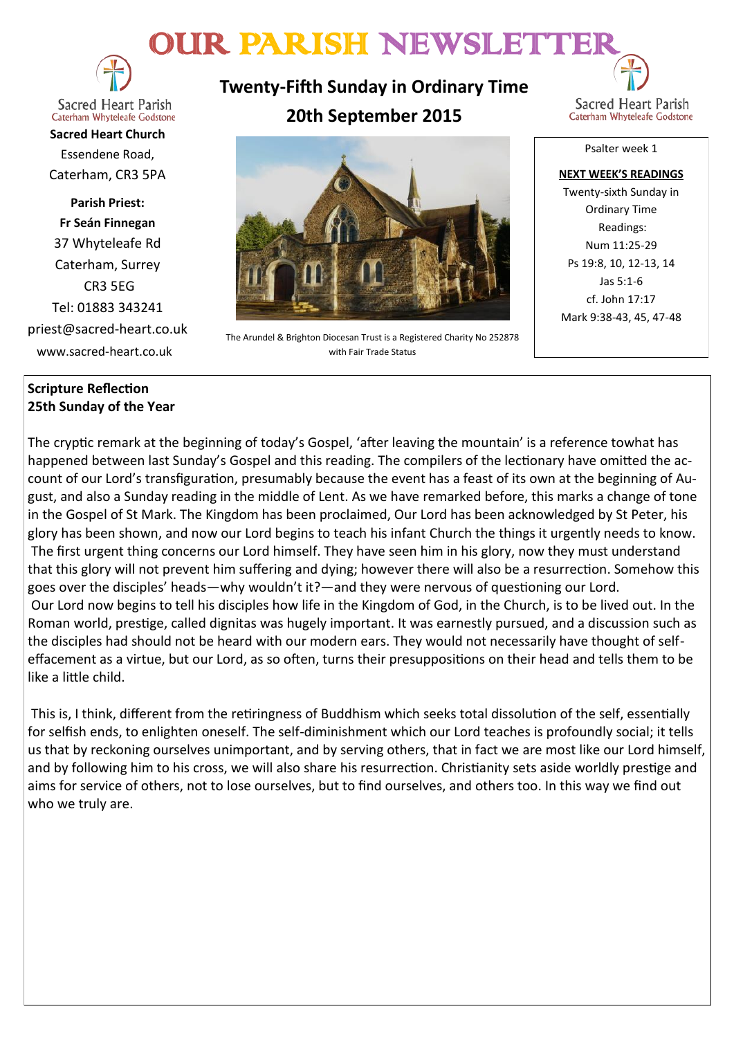# OUR PARISH NEWSLETTER

Sacred Heart Parish
Caterham Whyteleafe Godstone

**Sacred Heart Church**
Essendene Road,
Caterham, CR3 5PA

**Parish Priest:**
**Fr Seán Finnegan**
37 Whyteleafe Rd
Caterham, Surrey
CR3 5EG
Tel: 01883 343241
priest@sacred-heart.co.uk
www.sacred-heart.co.uk

## Twenty-Fifth Sunday in Ordinary Time
## 20th September 2015

The Arundel & Brighton Diocesan Trust is a Registered Charity No 252878 with Fair Trade Status

Psalter week 1

**NEXT WEEK'S READINGS**
Twenty-sixth Sunday in Ordinary Time
Readings:
Num 11:25-29
Ps 19:8, 10, 12-13, 14
Jas 5:1-6
cf. John 17:17
Mark 9:38-43, 45, 47-48

**Scripture Reflection**
**25th Sunday of the Year**

The cryptic remark at the beginning of today's Gospel, 'after leaving the mountain' is a reference towhat has happened between last Sunday's Gospel and this reading. The compilers of the lectionary have omitted the account of our Lord's transfiguration, presumably because the event has a feast of its own at the beginning of August, and also a Sunday reading in the middle of Lent. As we have remarked before, this marks a change of tone in the Gospel of St Mark. The Kingdom has been proclaimed, Our Lord has been acknowledged by St Peter, his glory has been shown, and now our Lord begins to teach his infant Church the things it urgently needs to know. The first urgent thing concerns our Lord himself. They have seen him in his glory, now they must understand that this glory will not prevent him suffering and dying; however there will also be a resurrection. Somehow this goes over the disciples' heads—why wouldn't it?—and they were nervous of questioning our Lord. Our Lord now begins to tell his disciples how life in the Kingdom of God, in the Church, is to be lived out. In the Roman world, prestige, called dignitas was hugely important. It was earnestly pursued, and a discussion such as the disciples had should not be heard with our modern ears. They would not necessarily have thought of self-effacement as a virtue, but our Lord, as so often, turns their presuppositions on their head and tells them to be like a little child.

This is, I think, different from the retiringness of Buddhism which seeks total dissolution of the self, essentially for selfish ends, to enlighten oneself. The self-diminishment which our Lord teaches is profoundly social; it tells us that by reckoning ourselves unimportant, and by serving others, that in fact we are most like our Lord himself, and by following him to his cross, we will also share his resurrection. Christianity sets aside worldly prestige and aims for service of others, not to lose ourselves, but to find ourselves, and others too. In this way we find out who we truly are.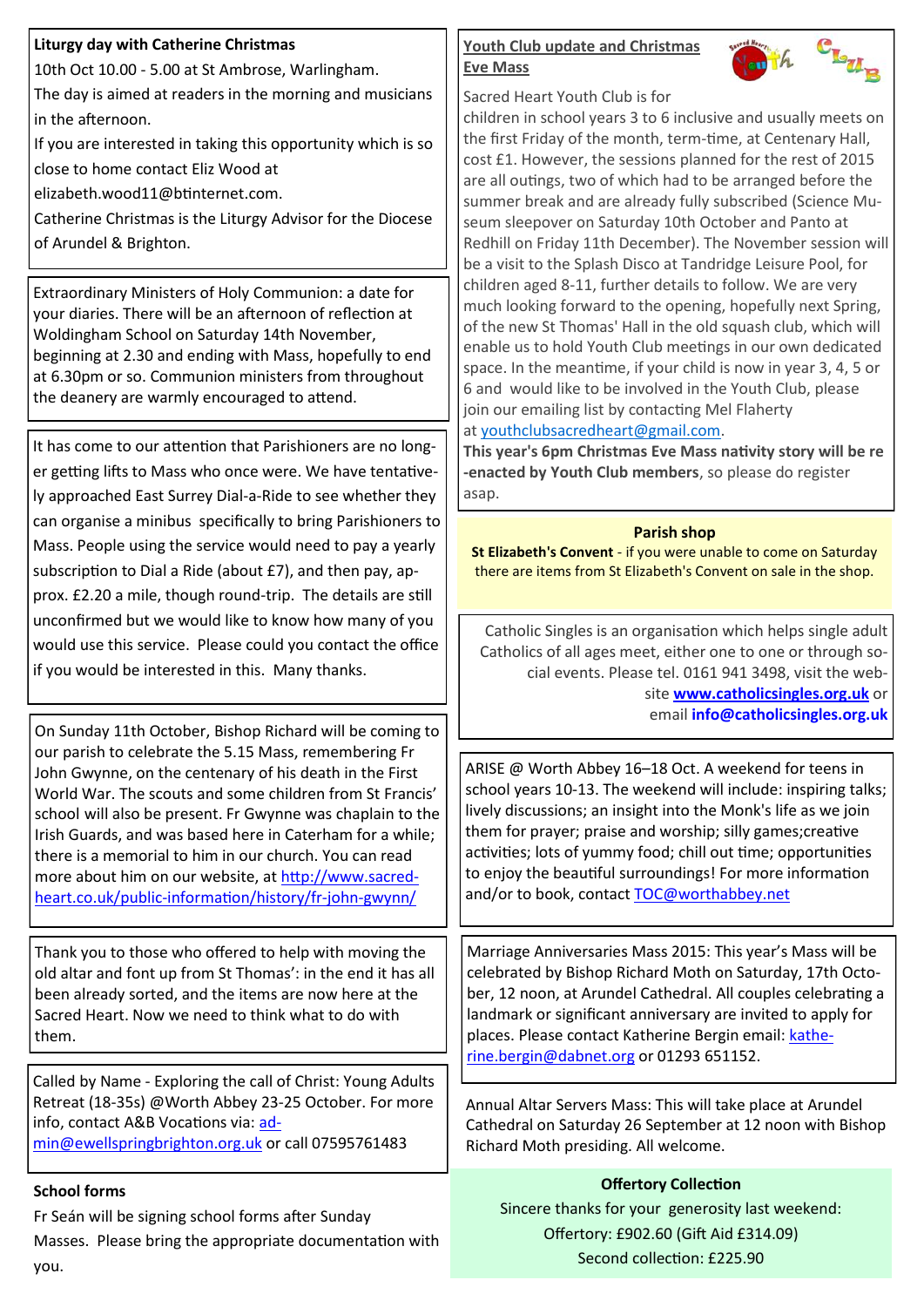**Liturgy day with Catherine Christmas**

10th Oct 10.00 - 5.00 at St Ambrose, Warlingham.

The day is aimed at readers in the morning and musicians in the afternoon.

If you are interested in taking this opportunity which is so close to home contact Eliz Wood at elizabeth.wood11@btinternet.com.

Catherine Christmas is the Liturgy Advisor for the Diocese of Arundel & Brighton.

Extraordinary Ministers of Holy Communion: a date for your diaries. There will be an afternoon of reflection at Woldingham School on Saturday 14th November, beginning at 2.30 and ending with Mass, hopefully to end at 6.30pm or so. Communion ministers from throughout the deanery are warmly encouraged to attend.

It has come to our attention that Parishioners are no longer getting lifts to Mass who once were. We have tentatively approached East Surrey Dial-a-Ride to see whether they can organise a minibus specifically to bring Parishioners to Mass. People using the service would need to pay a yearly subscription to Dial a Ride (about £7), and then pay, approx. £2.20 a mile, though round-trip. The details are still unconfirmed but we would like to know how many of you would use this service. Please could you contact the office if you would be interested in this. Many thanks.

On Sunday 11th October, Bishop Richard will be coming to our parish to celebrate the 5.15 Mass, remembering Fr John Gwynne, on the centenary of his death in the First World War. The scouts and some children from St Francis' school will also be present. Fr Gwynne was chaplain to the Irish Guards, and was based here in Caterham for a while; there is a memorial to him in our church. You can read more about him on our website, at http://www.sacred-heart.co.uk/public-information/history/fr-john-gwynn/

Thank you to those who offered to help with moving the old altar and font up from St Thomas': in the end it has all been already sorted, and the items are now here at the Sacred Heart. Now we need to think what to do with them.

Called by Name - Exploring the call of Christ: Young Adults Retreat (18-35s) @Worth Abbey 23-25 October. For more info, contact A&B Vocations via: admin@ewellspringbrighton.org.uk or call 07595761483

**School forms**

Fr Seán will be signing school forms after Sunday Masses. Please bring the appropriate documentation with you.

**Youth Club update and Christmas Eve Mass**

Sacred Heart Youth Club is for children in school years 3 to 6 inclusive and usually meets on the first Friday of the month, term-time, at Centenary Hall, cost £1. However, the sessions planned for the rest of 2015 are all outings, two of which had to be arranged before the summer break and are already fully subscribed (Science Museum sleepover on Saturday 10th October and Panto at Redhill on Friday 11th December). The November session will be a visit to the Splash Disco at Tandridge Leisure Pool, for children aged 8-11, further details to follow. We are very much looking forward to the opening, hopefully next Spring, of the new St Thomas' Hall in the old squash club, which will enable us to hold Youth Club meetings in our own dedicated space. In the meantime, if your child is now in year 3, 4, 5 or 6 and would like to be involved in the Youth Club, please join our emailing list by contacting Mel Flaherty at youthclubsacredheart@gmail.com.

**This year's 6pm Christmas Eve Mass nativity story will be re-enacted by Youth Club members**, so please do register asap.

**Parish shop**

**St Elizabeth's Convent** - if you were unable to come on Saturday there are items from St Elizabeth's Convent on sale in the shop.

Catholic Singles is an organisation which helps single adult Catholics of all ages meet, either one to one or through social events. Please tel. 0161 941 3498, visit the website **www.catholicsingles.org.uk** or email **info@catholicsingles.org.uk**

ARISE @ Worth Abbey 16–18 Oct. A weekend for teens in school years 10-13. The weekend will include: inspiring talks; lively discussions; an insight into the Monk's life as we join them for prayer; praise and worship; silly games;creative activities; lots of yummy food; chill out time; opportunities to enjoy the beautiful surroundings! For more information and/or to book, contact TOC@worthabbey.net

Marriage Anniversaries Mass 2015: This year's Mass will be celebrated by Bishop Richard Moth on Saturday, 17th October, 12 noon, at Arundel Cathedral. All couples celebrating a landmark or significant anniversary are invited to apply for places. Please contact Katherine Bergin email: katherine.bergin@dabnet.org or 01293 651152.

Annual Altar Servers Mass: This will take place at Arundel Cathedral on Saturday 26 September at 12 noon with Bishop Richard Moth presiding. All welcome.

**Offertory Collection**

Sincere thanks for your generosity last weekend:

Offertory: £902.60 (Gift Aid £314.09)

Second collection: £225.90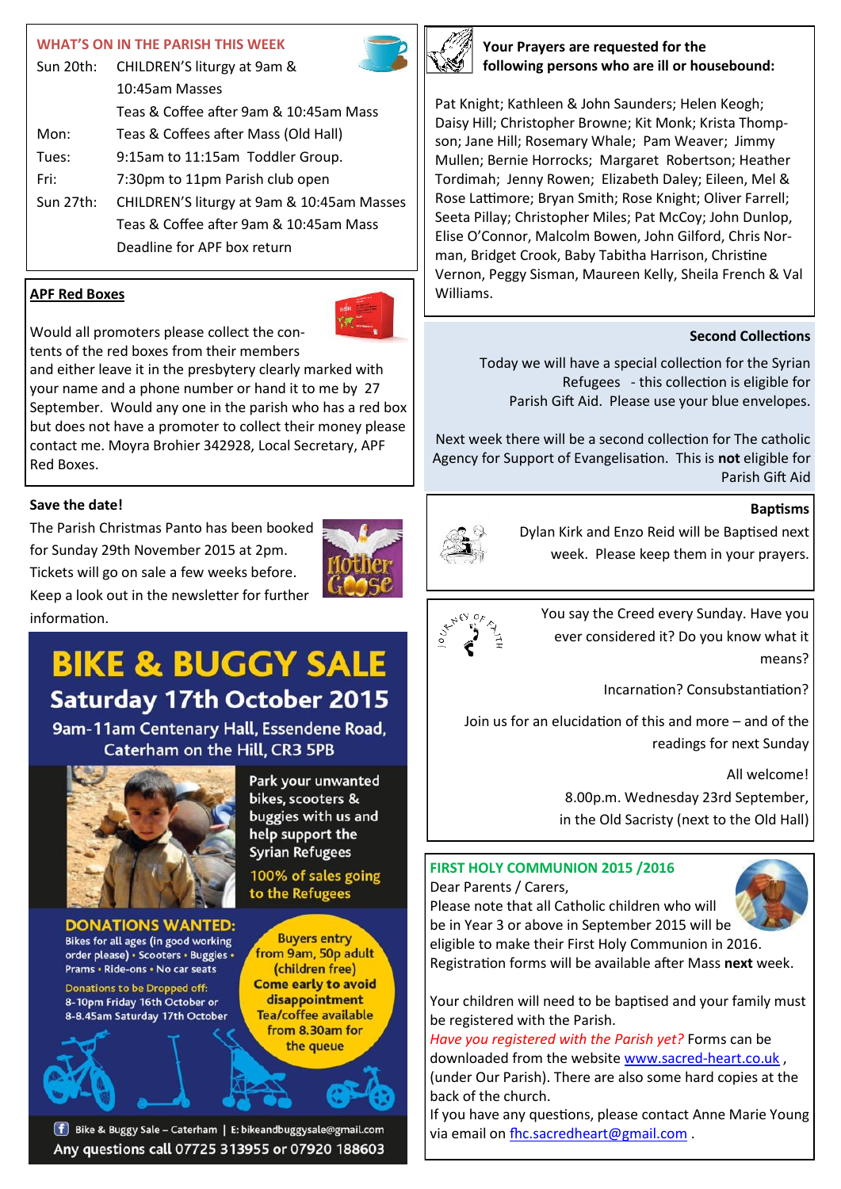## WHAT'S ON IN THE PARISH THIS WEEK

| | |
|---|---|
| Sun 20th: | CHILDREN'S liturgy at 9am & 10:45am Masses |
| | Teas & Coffee after 9am & 10:45am Mass |
| Mon: | Teas & Coffees after Mass (Old Hall) |
| Tues: | 9:15am to 11:15am Toddler Group. |
| Fri: | 7:30pm to 11pm Parish club open |
| Sun 27th: | CHILDREN'S liturgy at 9am & 10:45am Masses |
| | Teas & Coffee after 9am & 10:45am Mass |
| | Deadline for APF box return |

## APF Red Boxes

Would all promoters please collect the contents of the red boxes from their members and either leave it in the presbytery clearly marked with your name and a phone number or hand it to me by 27 September. Would any one in the parish who has a red box but does not have a promoter to collect their money please contact me. Moyra Brohier 342928, Local Secretary, APF Red Boxes.

## Save the date!

The Parish Christmas Panto has been booked for Sunday 29th November 2015 at 2pm. Tickets will go on sale a few weeks before. Keep a look out in the newsletter for further information.

Mother Goose

# BIKE & BUGGY SALE

## Saturday 17th October 2015

9am-11am Centenary Hall, Essendene Road, Caterham on the Hill, CR3 5PB

Park your unwanted bikes, scooters & buggies with us and help support the Syrian Refugees

100% of sales going to the Refugees

**DONATIONS WANTED:**
Bikes for all ages (in good working order please) • Scooters • Buggies • Prams • Ride-ons • No car seats

Donations to be Dropped off:
8-10pm Friday 16th October or
8-8.45am Saturday 17th October

Buyers entry from 9am, 50p adult (children free)
**Come early to avoid disappointment**
Tea/coffee available from 8.30am for the queue

Bike & Buggy Sale – Caterham | E: bikeandbuggysale@gmail.com
Any questions call 07725 313955 or 07920 188603

## Your Prayers are requested for the following persons who are ill or housebound:

Pat Knight; Kathleen & John Saunders; Helen Keogh; Daisy Hill; Christopher Browne; Kit Monk; Krista Thompson; Jane Hill; Rosemary Whale; Pam Weaver; Jimmy Mullen; Bernie Horrocks; Margaret Robertson; Heather Tordimah; Jenny Rowen; Elizabeth Daley; Eileen, Mel & Rose Lattimore; Bryan Smith; Rose Knight; Oliver Farrell; Seeta Pillay; Christopher Miles; Pat McCoy; John Dunlop, Elise O'Connor, Malcolm Bowen, John Gilford, Chris Norman, Bridget Crook, Baby Tabitha Harrison, Christine Vernon, Peggy Sisman, Maureen Kelly, Sheila French & Val Williams.

## Second Collections

Today we will have a special collection for the Syrian Refugees - this collection is eligible for Parish Gift Aid. Please use your blue envelopes.

Next week there will be a second collection for The catholic Agency for Support of Evangelisation. This is **not** eligible for Parish Gift Aid

## Baptisms

Dylan Kirk and Enzo Reid will be Baptised next week. Please keep them in your prayers.

JOURNEY OF FAITH

You say the Creed every Sunday. Have you ever considered it? Do you know what it means?

Incarnation? Consubstantiation?

Join us for an elucidation of this and more – and of the readings for next Sunday

All welcome!
8.00p.m. Wednesday 23rd September,
in the Old Sacristy (next to the Old Hall)

## FIRST HOLY COMMUNION 2015 /2016

Dear Parents / Carers,
Please note that all Catholic children who will be in Year 3 or above in September 2015 will be eligible to make their First Holy Communion in 2016. Registration forms will be available after Mass **next** week.

Your children will need to be baptised and your family must be registered with the Parish.
*Have you registered with the Parish yet?* Forms can be downloaded from the website www.sacred-heart.co.uk, (under Our Parish). There are also some hard copies at the back of the church.
If you have any questions, please contact Anne Marie Young via email on fhc.sacredheart@gmail.com .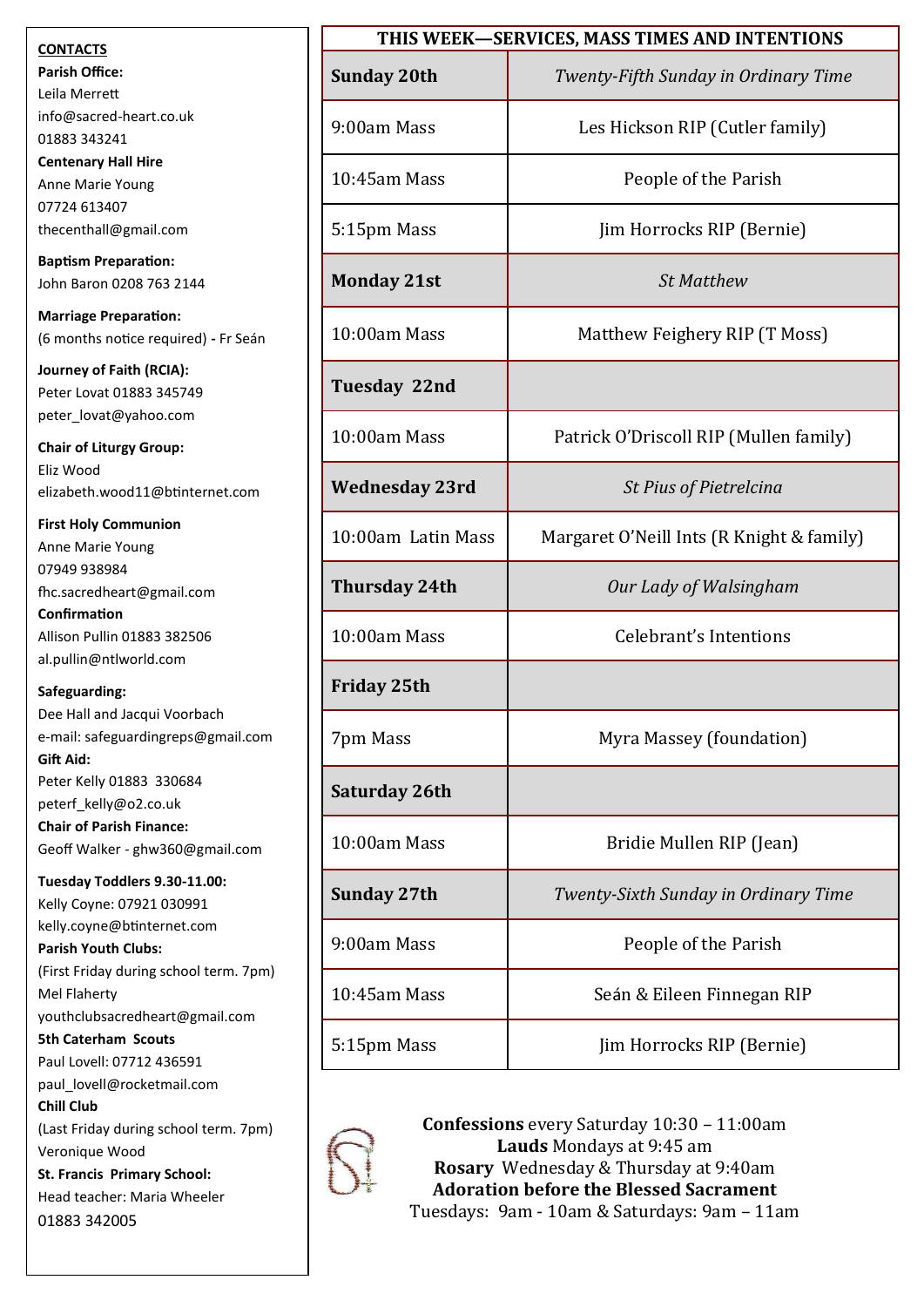**CONTACTS**

**Parish Office:**
Leila Merrett
info@sacred-heart.co.uk
01883 343241

**Centenary Hall Hire**
Anne Marie Young
07724 613407
thecenthall@gmail.com

**Baptism Preparation:**
John Baron 0208 763 2144

**Marriage Preparation:**
(6 months notice required) - Fr Seán

**Journey of Faith (RCIA):**
Peter Lovat 01883 345749
peter_lovat@yahoo.com

**Chair of Liturgy Group:**
Eliz Wood
elizabeth.wood11@btinternet.com

**First Holy Communion**
Anne Marie Young
07949 938984
fhc.sacredheart@gmail.com

**Confirmation**
Allison Pullin 01883 382506
al.pullin@ntlworld.com

**Safeguarding:**
Dee Hall and Jacqui Voorbach
e-mail: safeguardingreps@gmail.com

**Gift Aid:**
Peter Kelly 01883 330684
peterf_kelly@o2.co.uk

**Chair of Parish Finance:**
Geoff Walker - ghw360@gmail.com

**Tuesday Toddlers 9.30-11.00:**
Kelly Coyne: 07921 030991
kelly.coyne@btinternet.com

**Parish Youth Clubs:**
(First Friday during school term. 7pm)
Mel Flaherty
youthclubsacredheart@gmail.com

**5th Caterham Scouts**
Paul Lovell: 07712 436591
paul_lovell@rocketmail.com

**Chill Club**
(Last Friday during school term. 7pm)
Veronique Wood

**St. Francis Primary School:**
Head teacher: Maria Wheeler
01883 342005

## THIS WEEK—SERVICES, MASS TIMES AND INTENTIONS

| | |
|---|---|
| **Sunday 20th** | *Twenty-Fifth Sunday in Ordinary Time* |
| 9:00am Mass | Les Hickson RIP (Cutler family) |
| 10:45am Mass | People of the Parish |
| 5:15pm Mass | Jim Horrocks RIP (Bernie) |
| **Monday 21st** | *St Matthew* |
| 10:00am Mass | Matthew Feighery RIP (T Moss) |
| **Tuesday 22nd** | |
| 10:00am Mass | Patrick O'Driscoll RIP (Mullen family) |
| **Wednesday 23rd** | *St Pius of Pietrelcina* |
| 10:00am Latin Mass | Margaret O'Neill Ints (R Knight & family) |
| **Thursday 24th** | *Our Lady of Walsingham* |
| 10:00am Mass | Celebrant's Intentions |
| **Friday 25th** | |
| 7pm Mass | Myra Massey (foundation) |
| **Saturday 26th** | |
| 10:00am Mass | Bridie Mullen RIP (Jean) |
| **Sunday 27th** | *Twenty-Sixth Sunday in Ordinary Time* |
| 9:00am Mass | People of the Parish |
| 10:45am Mass | Seán & Eileen Finnegan RIP |
| 5:15pm Mass | Jim Horrocks RIP (Bernie) |

**Confessions** every Saturday 10:30 – 11:00am
**Lauds** Mondays at 9:45 am
**Rosary** Wednesday & Thursday at 9:40am
**Adoration before the Blessed Sacrament**
Tuesdays: 9am - 10am & Saturdays: 9am – 11am